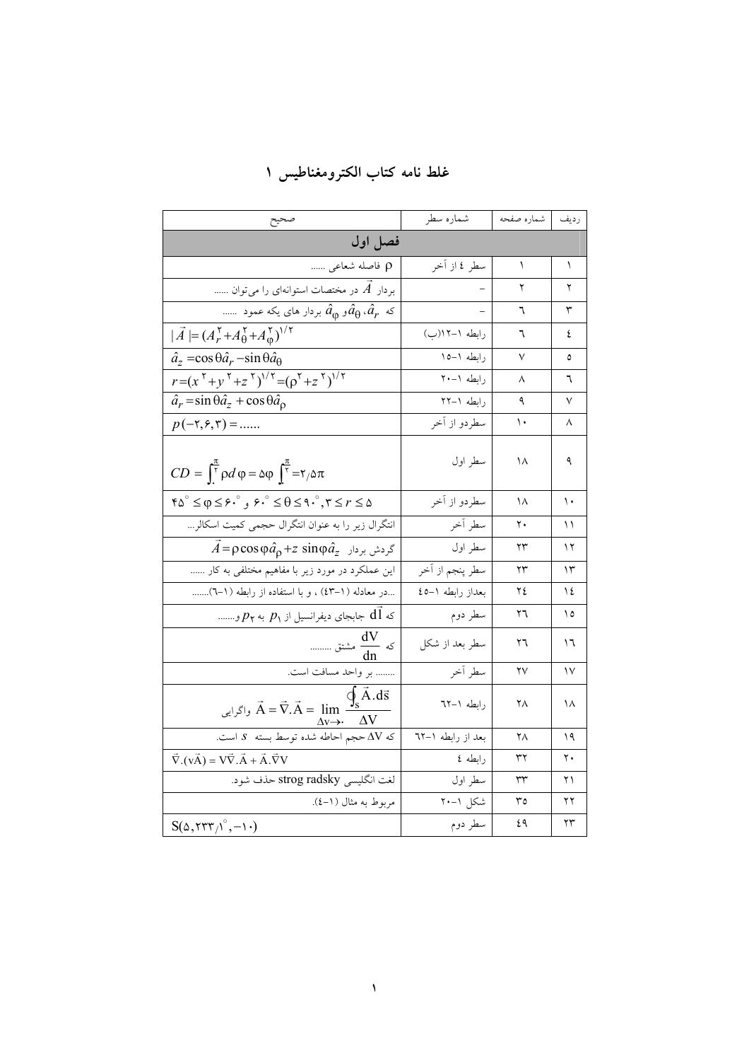# غلط نامه کتاب الکترومغناطیس ۱

| ردیف | شماره صفحه | شماره سطر | صحیح |
|---|---|---|---|
| **فصل اول** | | | |
| ۱ | ۱ | سطر ٤ از آخر | $\rho$ فاصله شعاعی ...... |
| ۲ | ۲ | – | بردار $\vec{A}$ در مختصات استوانه‌ای را می‌توان ...... |
| ۳ | ٦ | – | که $\hat{a}_r$، $\hat{a}_\theta$ و $\hat{a}_\varphi$ بردار های یکه عمود ...... |
| ٤ | ٦ | رابطه ۱–۱۲(ب) | $\lvert \vec{A} \rvert = (A_r^{۲} + A_\theta^{۲} + A_\varphi^{۲})^{۱/۲}$ |
| ٥ | ۷ | رابطه ۱–۱٥ | $\hat{a}_z = \cos\theta \hat{a}_r - \sin\theta \hat{a}_\theta$ |
| ٦ | ۸ | رابطه ۱–۲۰ | $r = (x^{۲} + y^{۲} + z^{۲})^{۱/۲} = (\rho^{۲} + z^{۲})^{۱/۲}$ |
| ۷ | ۹ | رابطه ۱–۲۲ | $\hat{a}_r = \sin\theta \hat{a}_z + \cos\theta \hat{a}_\rho$ |
| ۸ | ۱۰ | سطردو از آخر | $p(-۲,۶,۳) = ......$ |
| ۹ | ۱۸ | سطر اول | $CD = \int_{۰}^{\frac{\pi}{۲}} \rho d\varphi = ۵\varphi \int_{۰}^{\frac{\pi}{۲}} = ۲/۵\pi$ |
| ۱۰ | ۱۸ | سطردو از آخر | $۳ \le r \le ۵ , ۶۰^\circ \le \theta \le ۹۰^\circ$ و $۴۵^\circ \le \varphi \le ۶۰^\circ$ |
| ۱۱ | ۲۰ | سطر آخر | انتگرال زیر را به عنوان انتگرال حجمی کمیت اسکالر... |
| ۱۲ | ۲۳ | سطر اول | گردش بردار $\vec{A} = \rho\cos\varphi \hat{a}_\rho + z \sin\varphi \hat{a}_z$ |
| ۱۳ | ۲۳ | سطر پنجم از آخر | این عملکرد در مورد زیر با مفاهیم مختلفی به کار ...... |
| ۱٤ | ۲٤ | بعداز رابطه ۱–٤٥ | ...در معادله (۱–٤۳) ، و با استفاده از رابطه (۱–٦)...... |
| ۱٥ | ۲٦ | سطر دوم | که $d\vec{l}$ جابجای دیفرانسیل از $p_۱$ به $p_۲$ و...... |
| ۱٦ | ۲٦ | سطر بعد از شکل | که $\frac{dV}{dn}$ مشتق ......... |
| ۱۷ | ۲۷ | سطر آخر | ........ بر واحد مسافت است. |
| ۱۸ | ۲۸ | رابطه ۱–٦۲ | واگرایی $\vec{A} = \vec{\nabla}.\vec{A} = \lim_{\Delta v \to ۰} \frac{\oint_s \vec{A}.d\vec{s}}{\Delta V}$ |
| ۱۹ | ۲۸ | بعد از رابطه ۱–٦۲ | که $\Delta V$ حجم احاطه شده توسط بسته $S$ است. |
| ۲۰ | ۳۲ | رابطه ٤ | $\vec{\nabla}.(v\vec{A}) = V\vec{\nabla}.\vec{A} + \vec{A}.\vec{\nabla}V$ |
| ۲۱ | ۳۳ | سطر اول | لغت انگلیسی strog radsky حذف شود. |
| ۲۲ | ۳٥ | شکل ۱–۲۰ | مربوط به مثال (۱–٤). |
| ۲۳ | ٤۹ | سطر دوم | $S(۵, ۲۳۳/۱^\circ, -۱۰)$ |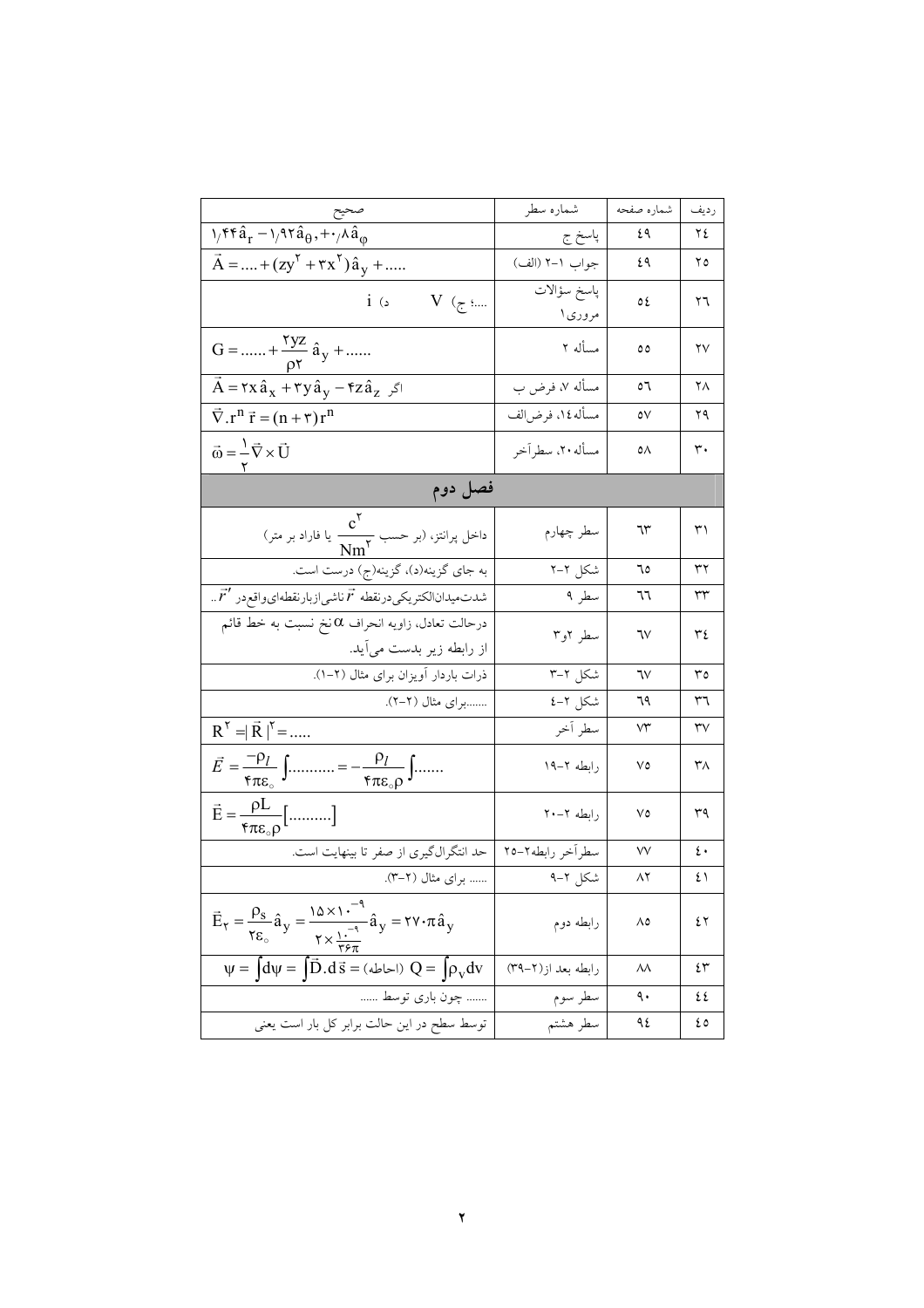| ردیف | شماره صفحه | شماره سطر | صحیح |
| --- | --- | --- | --- |
| ۲٤ | ٤۹ | پاسخ ج | $1/44\hat{a}_r - 1/92\hat{a}_\theta, +0/8\hat{a}_\varphi$ |
| ۲٥ | ٤۹ | جواب ۱-۲ (الف) | $\vec{A} = .... + (zy^2 + 3x^2)\hat{a}_y + .....$ |
| ۲٦ | ٥٤ | پاسخ سؤالات مروری۱ | ....؛ ج) $V$ د) $i$ |
| ۲۷ | ٥٥ | مسأله ۲ | $G = ...... + \frac{2yz}{\rho 2}\hat{a}_y + ......$ |
| ۲۸ | ٥٦ | مسأله ۷، فرض ب | اگر $\vec{A} = 2x\hat{a}_x + 3y\hat{a}_y - 4z\hat{a}_z$ |
| ۲۹ | ٥۷ | مسأله۱٤، فرض‌الف | $\vec{\nabla}.r^n\vec{r} = (n+3)r^n$ |
| ۳۰ | ٥۸ | مسأله۲۰، سطرآخر | $\vec{\omega} = \frac{1}{2}\vec{\nabla} \times \vec{U}$ |
| **فصل دوم** | | | |
| ۳۱ | ٦۳ | سطر چهارم | داخل پرانتز، (بر حسب $\frac{c^2}{Nm^2}$ یا فاراد بر متر) |
| ۳۲ | ٦٥ | شکل ۲-۲ | به جای گزینه(د)، گزینه(ج) درست است. |
| ۳۳ | ٦٦ | سطر ۹ | شدت‌میدان‌الکتریکی‌درنقطه $\vec{r}$ ناشی‌ازبارنقطه‌ای‌واقع‌در $\vec{r}'$.. |
| ۳٤ | ٦۷ | سطر ۲و۳ | درحالت تعادل، زاویه انحراف $\alpha$نخ نسبت به خط قائم از رابطه زیر بدست می‌آید. |
| ۳٥ | ٦۷ | شکل ۲-۳ | ذرات باردار آویزان برای مثال (۲-۱). |
| ۳٦ | ٦۹ | شکل ۲-٤ | .......برای مثال (۲-۲). |
| ۳۷ | ۷۳ | سطر آخر | $R^2 = \|\vec{R}\|^2 = .....$ |
| ۳۸ | ۷٥ | رابطه ۲-۱۹ | $\vec{E} = \frac{-\rho_l}{4\pi\varepsilon_0}\int........... = -\frac{\rho_l}{4\pi\varepsilon_0\rho}\int.......$ |
| ۳۹ | ۷٥ | رابطه ۲-۲۰ | $\vec{E} = \frac{\rho L}{4\pi\varepsilon_0\rho}[..........]$ |
| ٤۰ | ۷۷ | سطرآخر رابطه۲-۲٥ | حد انتگرال‌گیری از صفر تا بینهایت است. |
| ٤۱ | ۸۲ | شکل ۲-۹ | ...... برای مثال (۲-۳). |
| ٤۲ | ۸٥ | رابطه دوم | $\vec{E}_2 = \frac{\rho_s}{2\varepsilon_0}\hat{a}_y = \frac{15\times10^{-9}}{2\times\frac{10^{-9}}{36\pi}}\hat{a}_y = 270\pi\hat{a}_y$ |
| ٤۳ | ۸۸ | رابطه بعد از(۲-۳۹) | $\psi = \int d\psi = \int\vec{D}.d\vec{s} =$ (احاطه) $Q = \int\rho_v dv$ |
| ٤٤ | ۹۰ | سطر سوم | ....... چون باری توسط ...... |
| ٤٥ | ۹٤ | سطر هشتم | توسط سطح در این حالت برابر کل بار است یعنی |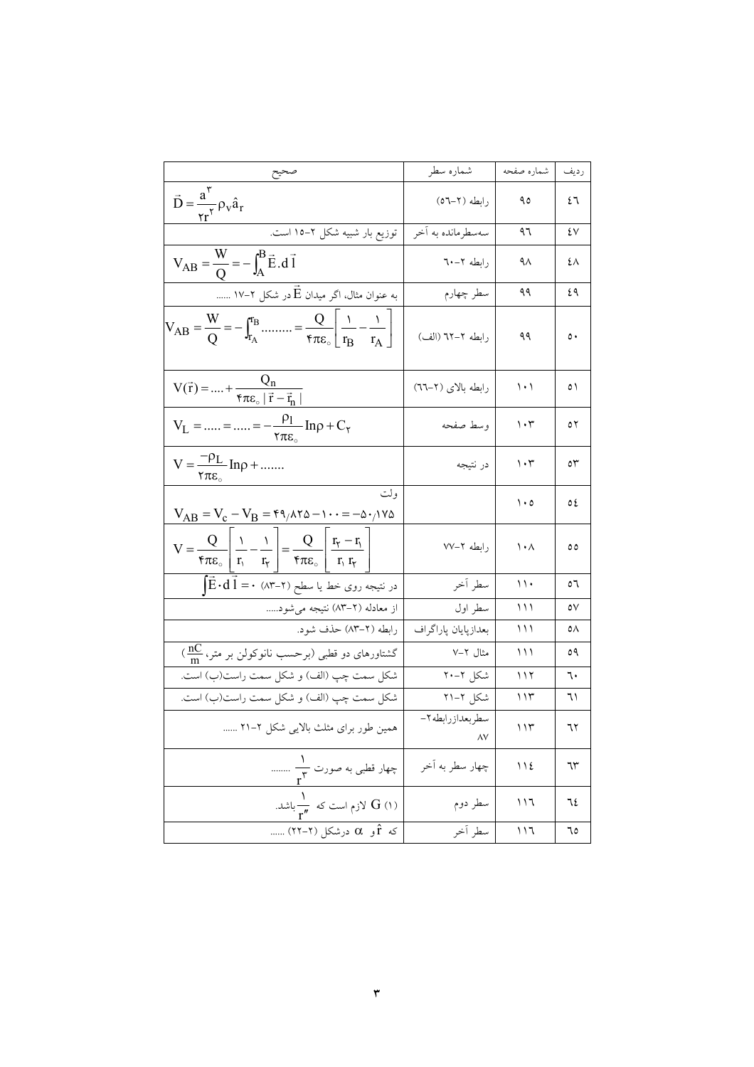| ردیف | شماره صفحه | شماره سطر | صحیح |
|---|---|---|---|
| ٤٦ | ٩٥ | رابطه (٢-٥٦) | $\vec{D} = \frac{a^۳}{۲r^۲}\rho_V \hat{a}_r$ |
| ٤٧ | ٩٦ | سه‌سطرمانده به آخر | توزیع بار شبیه شکل ٢-١٥ است. |
| ٤٨ | ٩٨ | رابطه ٢-٦٠ | $V_{AB} = \frac{W}{Q} = -\int_A^B \vec{E}.d\vec{l}$ |
| ٤٩ | ٩٩ | سطر چهارم | به عنوان مثال، اگر میدان $\vec{E}$ در شکل ٢-١٧ ...... |
| ٥٠ | ٩٩ | رابطه ٢-٦٢ (الف) | $V_{AB} = \frac{W}{Q} = -\int_{r_A}^{r_B} ......... = \frac{Q}{۴\pi\varepsilon_\circ}\left[\frac{۱}{r_B} - \frac{۱}{r_A}\right]$ |
| ٥١ | ١٠١ | رابطه بالای (٢-٦٦) | $V(\vec{r}) = .... + \frac{Q_n}{۴\pi\varepsilon_\circ \lvert \vec{r} - \vec{r}_n \rvert}$ |
| ٥٢ | ١٠٣ | وسط صفحه | $V_L = ..... = ..... = -\frac{\rho_l}{۲\pi\varepsilon_\circ} \ln\rho + C_۲$ |
| ٥٣ | ١٠٣ | در نتیجه | $V = \frac{-\rho_L}{۲\pi\varepsilon_\circ} \ln\rho + .......$ |
| ٥٤ | ١٠٥ | | ولت $V_{AB} = V_c - V_B = ۴۹/۸۲۵ - ۱۰۰ = -۵۰/۱۷۵$ |
| ٥٥ | ١٠٨ | رابطه ٢-٧٧ | $V = \frac{Q}{۴\pi\varepsilon_\circ}\left[\frac{۱}{r_۱} - \frac{۱}{r_۲}\right] = \frac{Q}{۴\pi\varepsilon_\circ}\left[\frac{r_۲ - r_۱}{r_۱ r_۲}\right]$ |
| ٥٦ | ١١٠ | سطر آخر | در نتیجه روی خط یا سطح (٢-٨٣) $\int \vec{E}\cdot d\vec{l} = ۰$ |
| ٥٧ | ١١١ | سطر اول | از معادله (٢-٨٣) نتیجه می‌شود..... |
| ٥٨ | ١١١ | بعدازپایان پاراگراف | رابطه (٢-٨٣) حذف شود. |
| ٥٩ | ١١١ | مثال ٢-٧ | گشتاورهای دو قطبی (برحسب نانوکولن بر متر، $\frac{nC}{m}$) |
| ٦٠ | ١١٢ | شکل ٢-٢٠ | شکل سمت چپ (الف) و شکل سمت راست(ب) است. |
| ٦١ | ١١٣ | شکل ٢-٢١ | شکل سمت چپ (الف) و شکل سمت راست(ب) است. |
| ٦٢ | ١١٣ | سطربعدازرابطه٢-٨٧ | همین طور برای مثلث بالایی شکل ٢-٢١ ...... |
| ٦٣ | ١١٤ | چهار سطر به آخر | چهار قطبی به صورت $\frac{۱}{r^۳}$ ........ |
| ٦٤ | ١١٦ | سطر دوم | (١) G لازم است که $\frac{۱}{r''}$ باشد. |
| ٦٥ | ١١٦ | سطر آخر | که $\hat{r}$ و $\alpha$ درشکل (٢-٢٢) ...... |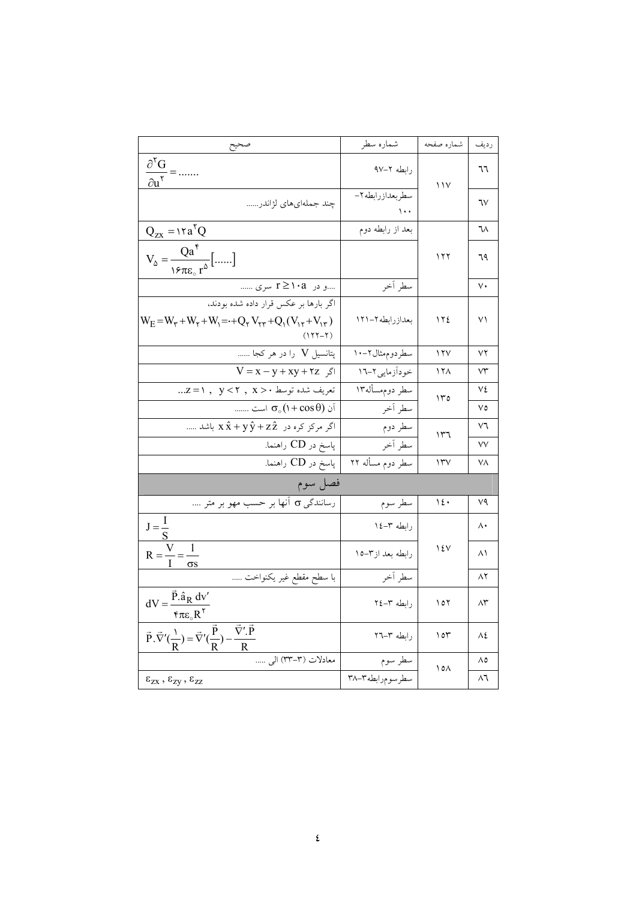| ردیف | شماره صفحه | شماره سطر | صحیح |
|---|---|---|---|
| ٦٦ | ١١٧ | رابطه ٢–٩٧ | $\frac{\partial^{2}G}{\partial u^{2}}=.......$ |
| ٦٧ | | سطربعدازرابطه٢–١٠٠ | چند جمله‌ای‌های لژاندر...... |
| ٦٨ | ١٢٢ | بعد از رابطه دوم | $Q_{zx}=12a^{2}Q$ |
| ٦٩ | | | $V_{5}=\frac{Qa^{4}}{16\pi\varepsilon_{0}r^{5}}[......]$ |
| ٧٠ | | سطر آخر | ....و در $r\geq 10a$ سری ...... |
| ٧١ | ١٢٤ | بعدازرابطه٢–١٢١ | اگر بارها بر عکس قرار داده شده بودند، $W_{E}=W_{3}+W_{2}+W_{1}=0+Q_{2}V_{23}+Q_{1}(V_{12}+V_{13})$ (١٢٢–٢) |
| ٧٢ | ١٢٧ | سطردوم‌مثال٢–١٠ | پتانسیل $V$ را در هر کجا ...... |
| ٧٣ | ١٢٨ | خودآزمایی٢–١٦ | اگر $V=x-y+xy+2z$ |
| ٧٤ | ١٣٥ | سطر دوم‌مسأله١٣ | تعریف شده توسط $x>0\ ,\ y<2\ ,\ z=1$... |
| ٧٥ | | سطر آخر | آن $\sigma_{0}(1+\cos\theta)$ است ....... |
| ٧٦ | ١٣٦ | سطر دوم | اگر مرکز کره در $x\hat{x}+y\hat{y}+z\hat{z}$ باشد ..... |
| ٧٧ | | سطر آخر | پاسخ در CD راهنما. |
| ٧٨ | ١٣٧ | سطر دوم مسأله ٢٢ | پاسخ در CD راهنما. |
| | | | **فصل سوم** |
| ٧٩ | ١٤٠ | سطر سوم | رسانندگی $\sigma$ آنها بر حسب مهو بر متر .... |
| ٨٠ | ١٤٧ | رابطه ٣–١٤ | $J=\frac{I}{S}$ |
| ٨١ | | رابطه بعد از٣–١٥ | $R=\frac{V}{I}=\frac{l}{\sigma s}$ |
| ٨٢ | | سطر آخر | با سطح مقطع غیر یکنواخت ..... |
| ٨٣ | ١٥٢ | رابطه ٣–٢٤ | $dV=\frac{\vec{P}.\hat{a}_{R}\,dv'}{4\pi\varepsilon_{0}R^{2}}$ |
| ٨٤ | ١٥٣ | رابطه ٣–٢٦ | $\vec{P}.\vec{\nabla}'(\frac{1}{R})=\vec{\nabla}'(\frac{\vec{P}}{R})-\frac{\vec{\nabla}'.\vec{P}}{R}$ |
| ٨٥ | ١٥٨ | سطر سوم | معادلات (٣–٣٣) الی ..... |
| ٨٦ | | سطرسوم‌رابطه٣–٣٨ | $\varepsilon_{zx}\ ,\ \varepsilon_{zy}\ ,\ \varepsilon_{zz}$ |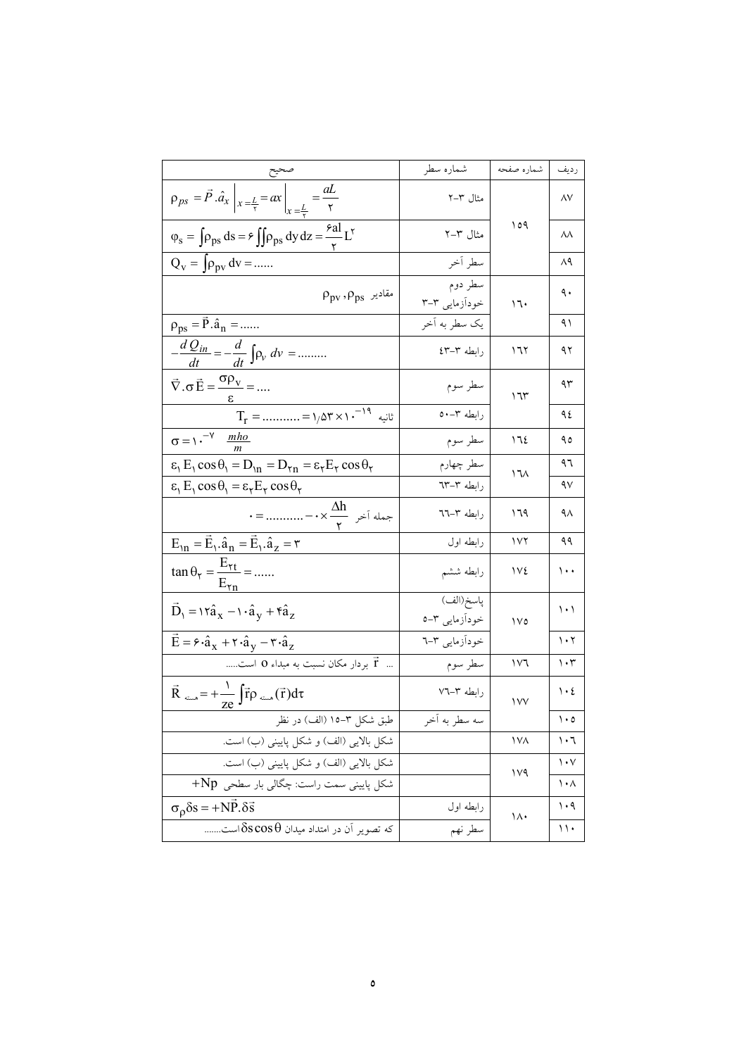| ردیف | شماره صفحه | شماره سطر | صحیح |
|---|---|---|---|
| ۸۷ | ۱۵۹ | مثال ۳-۲ | $\rho_{ps} = \vec{P}.\hat{a}_x \Big\vert_{x=\frac{L}{2}} = ax \Big\vert_{x=\frac{L}{2}} = \frac{aL}{2}$ |
| ۸۸ | | مثال ۳-۲ | $\varphi_s = \int \rho_{ps}\, ds = 6\iint \rho_{ps}\, dy\, dz = \frac{6al}{2} L^2$ |
| ۸۹ | | سطر آخر | $Q_v = \int \rho_{pv}\, dv = ......$ |
| ۹۰ | ۱٦۰ | سطر دوم خودآزمایی ۳-۳ | مقادیر $\rho_{pv}, \rho_{ps}$ |
| ۹۱ | | یک سطر به آخر | $\rho_{ps} = \vec{P}.\hat{a}_n = ......$ |
| ۹۲ | ۱٦۲ | رابطه ۳-٤۳ | $-\frac{dQ_{in}}{dt} = -\frac{d}{dt}\int \rho_v\, dv = .........$ |
| ۹۳ | ۱٦۳ | سطر سوم | $\vec{\nabla}.\sigma\vec{E} = \frac{\sigma\rho_v}{\varepsilon} = ....$ |
| ۹٤ | | رابطه ۳-۵۰ | $T_r = ........... = 1/53\times 10^{-19}$ ثانیه |
| ۹۵ | ۱٦٤ | سطر سوم | $\sigma = 10^{-7}\ \frac{mho}{m}$ |
| ۹٦ | ۱٦۸ | سطر چهارم | $\varepsilon_1 E_1 \cos\theta_1 = D_{1n} = D_{2n} = \varepsilon_2 E_2 \cos\theta_2$ |
| ۹۷ | | رابطه ۳-٦۳ | $\varepsilon_1 E_1 \cos\theta_1 = \varepsilon_2 E_2 \cos\theta_2$ |
| ۹۸ | ۱٦۹ | رابطه ۳-٦٦ | جمله آخر $0\times\frac{\Delta h}{2} - ........... = 0$ |
| ۹۹ | ۱۷۲ | رابطه اول | $E_{1n} = \vec{E}_1.\hat{a}_n = \vec{E}_1.\hat{a}_z = 3$ |
| ۱۰۰ | ۱۷٤ | رابطه ششم | $\tan\theta_2 = \frac{E_{2t}}{E_{2n}} = ......$ |
| ۱۰۱ | ۱۷۵ | پاسخ(الف) خودآزمایی ۳-۵ | $\vec{D}_1 = 12\hat{a}_x - 10\hat{a}_y + 4\hat{a}_z$ |
| ۱۰۲ | | خودآزمایی ۳-٦ | $\vec{E} = 60\hat{a}_x + 20\hat{a}_y - 30\hat{a}_z$ |
| ۱۰۳ | ۱۷٦ | سطر سوم | ... $\vec{r}$ بردار مکان نسبت به مبداء O است..... |
| ۱۰٤ | ۱۷۷ | رابطه ۳-۷٦ | $\vec{R}_{\text{هسته}} = +\frac{1}{ze}\int \vec{r}\rho_{\text{هسته}}(\vec{r})d\tau$ |
| ۱۰۵ | | سه سطر به آخر | طبق شکل ۳-۱۵ (الف) در نظر |
| ۱۰٦ | ۱۷۸ | | شکل بالایی (الف) و شکل پایینی (ب) است. |
| ۱۰۷ | ۱۷۹ | | شکل بالایی (الف) و شکل پایینی (ب) است. |
| ۱۰۸ | | | شکل پایینی سمت راست: چگالی بار سطحی $+Np$ |
| ۱۰۹ | ۱۸۰ | رابطه اول | $\sigma_\rho \delta s = +N\vec{P}.\delta\vec{s}$ |
| ۱۱۰ | | سطر نهم | که تصویر آن در امتداد میدان $\delta s\cos\theta$است....... |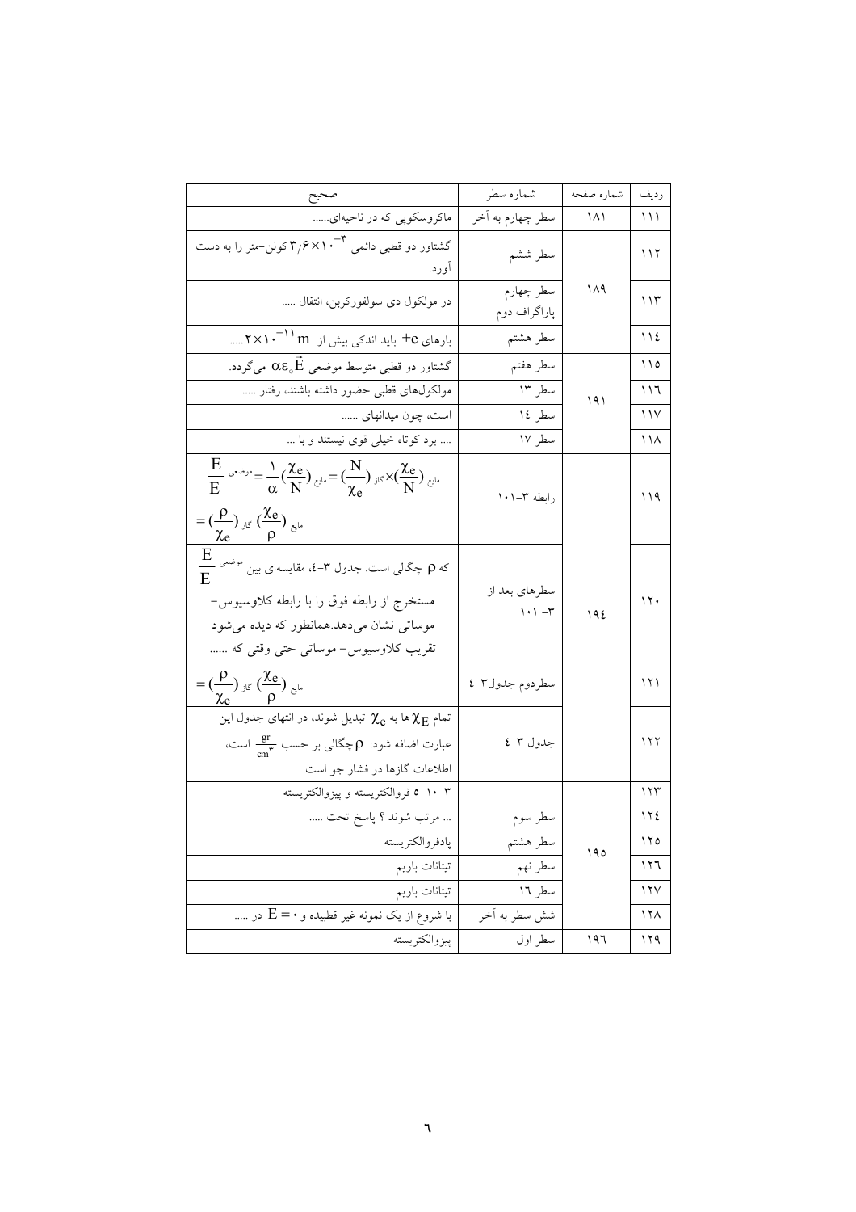| ردیف | شماره صفحه | شماره سطر | صحیح |
|---|---|---|---|
| ۱۱۱ | ۱۸۱ | سطر چهارم به آخر | ماکروسکوپی که در ناحیه‌ای...... |
| ۱۱۲ | ۱۸۹ | سطر ششم | گشتاور دو قطبی دائمی $3/6\times10^{-3}$ کولن-متر را به دست آورد. |
| ۱۱۳ | | سطر چهارم پاراگراف دوم | در مولکول دی سولفورکربن، انتقال ..... |
| ۱۱۴ | | سطر هشتم | بارهای $\pm e$ باید اندکی بیش از $2\times10^{-11}$ m..... |
| ۱۱۵ | ۱۹۱ | سطر هفتم | گشتاور دو قطبی متوسط موضعی $\alpha\varepsilon_\circ\vec{E}$ می‌گردد. |
| ۱۱۶ | | سطر ۱۳ | مولکول‌های قطبی حضور داشته باشند، رفتار ..... |
| ۱۱۷ | | سطر ۱۴ | است، چون میدانهای ...... |
| ۱۱۸ | | سطر ۱۷ | .... برد کوتاه خیلی قوی نیستند و با ... |
| ۱۱۹ | ۱۹۴ | رابطه ۳-۱۰۱ | $\frac{E_{\text{موضعی}}}{E}=\frac{1}{\alpha}(\frac{\chi_e}{N})_{\text{مایع}}=(\frac{N}{\chi_e})_{\text{گاز}}\times(\frac{\chi_e}{N})_{\text{مایع}}$ $=(\frac{\rho}{\chi_e})_{\text{گاز}}(\frac{\chi_e}{\rho})_{\text{مایع}}$ |
| ۱۲۰ | | سطرهای بعد از ۳-۱۰۱ | که $\rho$ چگالی است. جدول ۳-۴، مقایسه‌ای بین $\frac{E_{\text{موضعی}}}{E}$ مستخرج از رابطه فوق را با رابطه کلاوسیوس-موساتی نشان می‌دهد.همانطور که دیده می‌شود تقریب کلاوسیوس- موساتی حتی وقتی که ...... |
| ۱۲۱ | | سطردوم جدول۳-۴ | $=(\frac{\rho}{\chi_e})_{\text{گاز}}(\frac{\chi_e}{\rho})_{\text{مایع}}$ |
| ۱۲۲ | | جدول ۳-۴ | تمام $\chi_E$ها به $\chi_e$ تبدیل شوند، در انتهای جدول این عبارت اضافه شود: $\rho$ چگالی بر حسب $\frac{gr}{cm^3}$ است، اطلاعات گازها در فشار جو است. |
| ۱۲۳ | ۱۹۵ | | ۳-۱۰-۵ فروالکتریسته و پیزوالکتریسته |
| ۱۲۴ | | سطر سوم | ... مرتب شوند؟ پاسخ تحت ..... |
| ۱۲۵ | | سطر هشتم | پادفروالکتریسته |
| ۱۲۶ | | سطر نهم | تیتانات باریم |
| ۱۲۷ | | سطر ۱۶ | تیتانات باریم |
| ۱۲۸ | | شش سطر به آخر | با شروع از یک نمونه غیر قطبیده و $E=0$ در ..... |
| ۱۲۹ | ۱۹۶ | سطر اول | پیزوالکتریسته |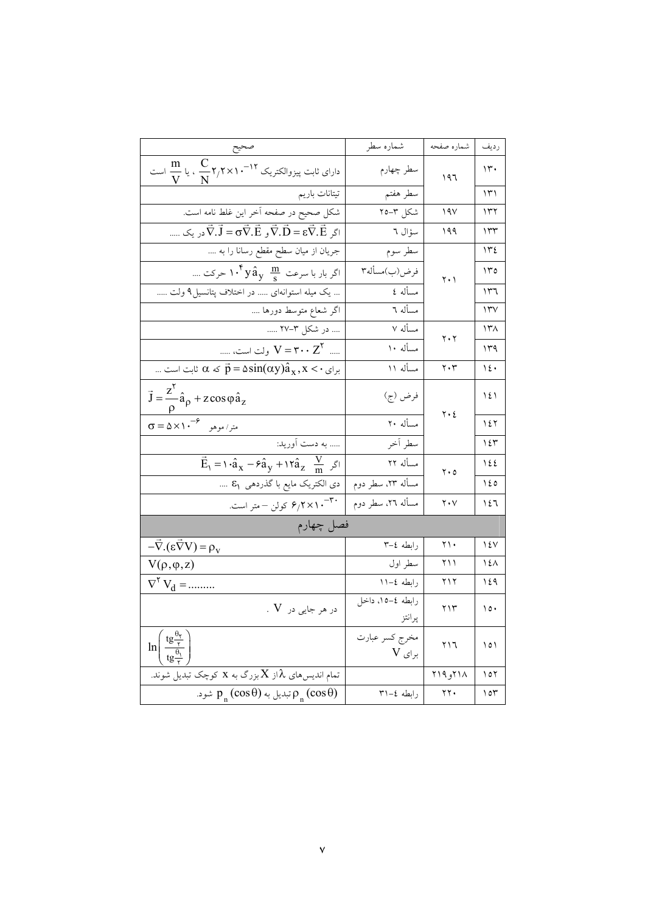| ردیف | شماره صفحه | شماره سطر | صحیح |
|---|---|---|---|
| ۱۳۰ | ۱۹۶ | سطر چهارم | دارای ثابت پیزوالکتریک $۲/۲\times۱۰^{-۱۲}\frac{C}{N}$ ، یا $\frac{m}{V}$ است |
| ۱۳۱ | | سطر هفتم | تیتانات باریم |
| ۱۳۲ | ۱۹۷ | شکل ۳-۲۵ | شکل صحیح در صفحه آخر این غلط نامه است. |
| ۱۳۳ | ۱۹۹ | سؤال ۶ | اگر $\vec{\nabla}.\vec{D}=\varepsilon\vec{\nabla}.\vec{E}$ و $\vec{\nabla}.\vec{J}=\sigma\vec{\nabla}.\vec{E}$ در یک ..... |
| ۱۳۴ | ۲۰۱ | سطر سوم | جریان از میان سطح مقطع رسانا را به .... |
| ۱۳۵ | | فرض(ب)مسأله۳ | اگر بار با سرعت $۱۰^{۴}y\hat{a}_y\ \frac{m}{s}$ حرکت .... |
| ۱۳۶ | | مسأله ٤ | ... یک میله استوانه‌ای ..... در اختلاف پتانسیل ۹ ولت ..... |
| ۱۳۷ | | مسأله ٦ | اگر شعاع متوسط دورها .... |
| ۱۳۸ | ۲۰۲ | مسأله ۷ | .... در شکل ۳-۲۷ ..... |
| ۱۳۹ | | مسأله ۱۰ | ..... $V=۳۰۰\ Z^{۲}$ ولت است، ..... |
| ۱٤۰ | ۲۰۳ | مسأله ۱۱ | برای $x<۰$ ، $\vec{p}=۵\sin(\alpha y)\hat{a}_x$ که $\alpha$ ثابت است ... |
| ۱٤۱ | ۲۰٤ | فرض (ج) | $\vec{J}=\frac{z^{۲}}{\rho}\hat{a}_\rho+z\cos\varphi\hat{a}_z$ |
| ۱٤۲ | | مسأله ۲۰ | $\sigma=۵\times۱۰^{-۶}$ متر/ موهو |
| ۱٤۳ | | سطر آخر | ..... به دست آورید: |
| ۱٤٤ | ۲۰۵ | مسأله ۲۲ | اگر $\vec{E}_۱=۱۰\hat{a}_x-۶\hat{a}_y+۱۲\hat{a}_z\ \frac{V}{m}$ |
| ۱٤۵ | | مسأله ۲۳، سطر دوم | دی الکتریک مایع با گذردهی $\varepsilon_۱$ .... |
| ۱٤٦ | ۲۰۷ | مسأله ۲٦، سطر دوم | $۶/۲\times۱۰^{-۳۰}$ کولن – متر است. |
| | | | **فصل چهارم** |
| ۱٤۷ | ۲۱۰ | رابطه ٤-۳ | $-\vec{\nabla}.(\varepsilon\vec{\nabla}V)=\rho_V$ |
| ۱٤۸ | ۲۱۱ | سطر اول | $V(\rho,\varphi,z)$ |
| ۱٤۹ | ۲۱۲ | رابطه ٤-۱۱ | $\nabla^{۲}V_d=.........$ |
| ۱۵۰ | ۲۱۳ | رابطه ٤-۱۵، داخل پرانتز | در هر جایی در $V$ . |
| ۱۵۱ | ۲۱٦ | مخرج کسر عبارت برای $V$ | $\ln\left(\frac{tg\frac{\theta_۲}{۲}}{tg\frac{\theta_۱}{۲}}\right)$ |
| ۱۵۲ | ۲۱۸و۲۱۹ | | تمام اندیس‌های $\lambda$ از $X$ بزرگ به $x$ کوچک تبدیل شوند. |
| ۱۵۳ | ۲۲۰ | رابطه ٤-۳۱ | $\rho_n(\cos\theta)$ تبدیل به $p_n(\cos\theta)$ شود. |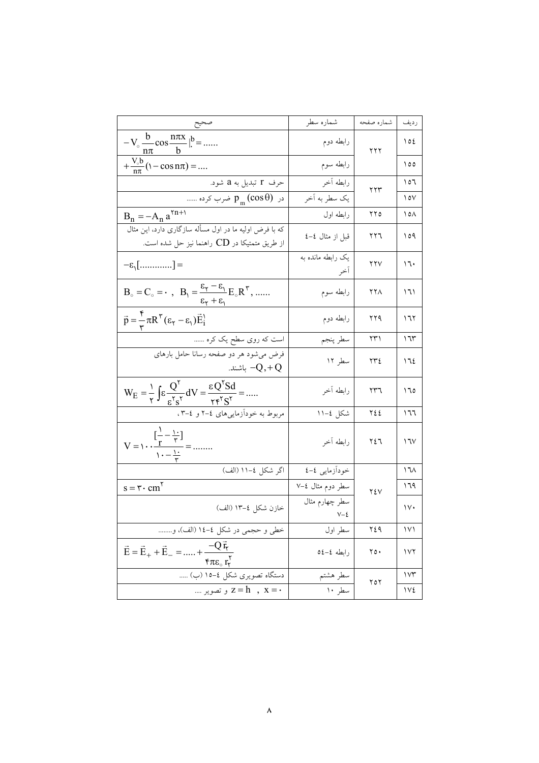| ردیف | شماره صفحه | شماره سطر | صحیح |
|---|---|---|---|
| ۱۵٤ | ۲۲۲ | رابطه دوم | $-V_{\circ}\frac{b}{n\pi}\cos\frac{n\pi x}{b}\|_{\circ}^{b}=......$ |
| ۱۵۵ | | رابطه سوم | $+\frac{V_{\circ}b}{n\pi}(1-\cos n\pi)=....$ |
| ۱۵٦ | ۲۲۳ | رابطه آخر | حرف $r$ تبدیل به $a$ شود. |
| ۱۵۷ | | یک سطر به آخر | در $p_m(\cos\theta)$ ضرب کرده ...... |
| ۱۵۸ | ۲۲۵ | رابطه اول | $B_n=-A_n a^{2n+1}$ |
| ۱۵۹ | ۲۲٦ | قبل از مثال ٤-٤ | که با فرض اولیه ما در اول مسأله سازگاری دارد، این مثال از طریق متمتیکا در $CD$ راهنما نیز حل شده است. |
| ۱٦۰ | ۲۲۷ | یک رابطه مانده به آخر | $-\varepsilon_1[............]=$ |
| ۱٦۱ | ۲۲۸ | رابطه سوم | $B_{\circ}=C_{\circ}=0\ ,\ \ B_1=\frac{\varepsilon_2-\varepsilon_1}{\varepsilon_2+\varepsilon_1}E_{\circ}R^3,\ ......$ |
| ۱٦۲ | ۲۲۹ | رابطه دوم | $\vec{p}=\frac{4}{3}\pi R^3(\varepsilon_2-\varepsilon_1)\vec{E}_i^1$ |
| ۱٦۳ | ۲۳۱ | سطر پنجم | است که روی سطح یک کره ...... |
| ۱٦٤ | ۲۳٤ | سطر ۱۲ | فرض می‌شود هر دو صفحه رسانا حامل بارهای $-Q,+Q$ باشند. |
| ۱٦۵ | ۲۳٦ | رابطه آخر | $W_E=\frac{1}{2}\int\varepsilon\frac{Q^2}{\varepsilon^2 s^2}dV=\frac{\varepsilon Q^2 Sd}{2\varepsilon^2 S^2}=.....$ |
| ۱٦٦ | ۲٤٤ | شکل ٤-۱۱ | مربوط به خودآزمایی‌های ٤-۲ و ٤-۳، |
| ۱٦۷ | ۲٤٦ | رابطه آخر | $V=100\frac{[\frac{1}{r}-\frac{10}{3}]}{10-\frac{10}{3}}=........$ |
| ۱٦۸ | ۲٤۷ | خودآزمایی ٤-٤ | اگر شکل ٤-۱۱ (الف) |
| ۱٦۹ | | سطر دوم مثال ٤-۷ | $s=30\ cm^2$ |
| ۱۷۰ | | سطر چهارم مثال ٤-۷ | خازن شکل ٤-۱۳ (الف) |
| ۱۷۱ | ۲٤۹ | سطر اول | خطی و حجمی در شکل ٤-۱٤ (الف)، و......... |
| ۱۷۲ | ۲۵۰ | رابطه ٤-۵٤ | $\vec{E}=\vec{E}_{+}+\vec{E}_{-}=.....+\frac{-Q\,\vec{r}_2}{4\pi\varepsilon_{\circ}r_2^2}$ |
| ۱۷۳ | ۲۵۲ | سطر هشتم | دستگاه تصویری شکل ٤-۱۵ (ب) ..... |
| ۱۷٤ | | سطر ۱۰ | $z=h\ ,\ x=0$ و تصویر .... |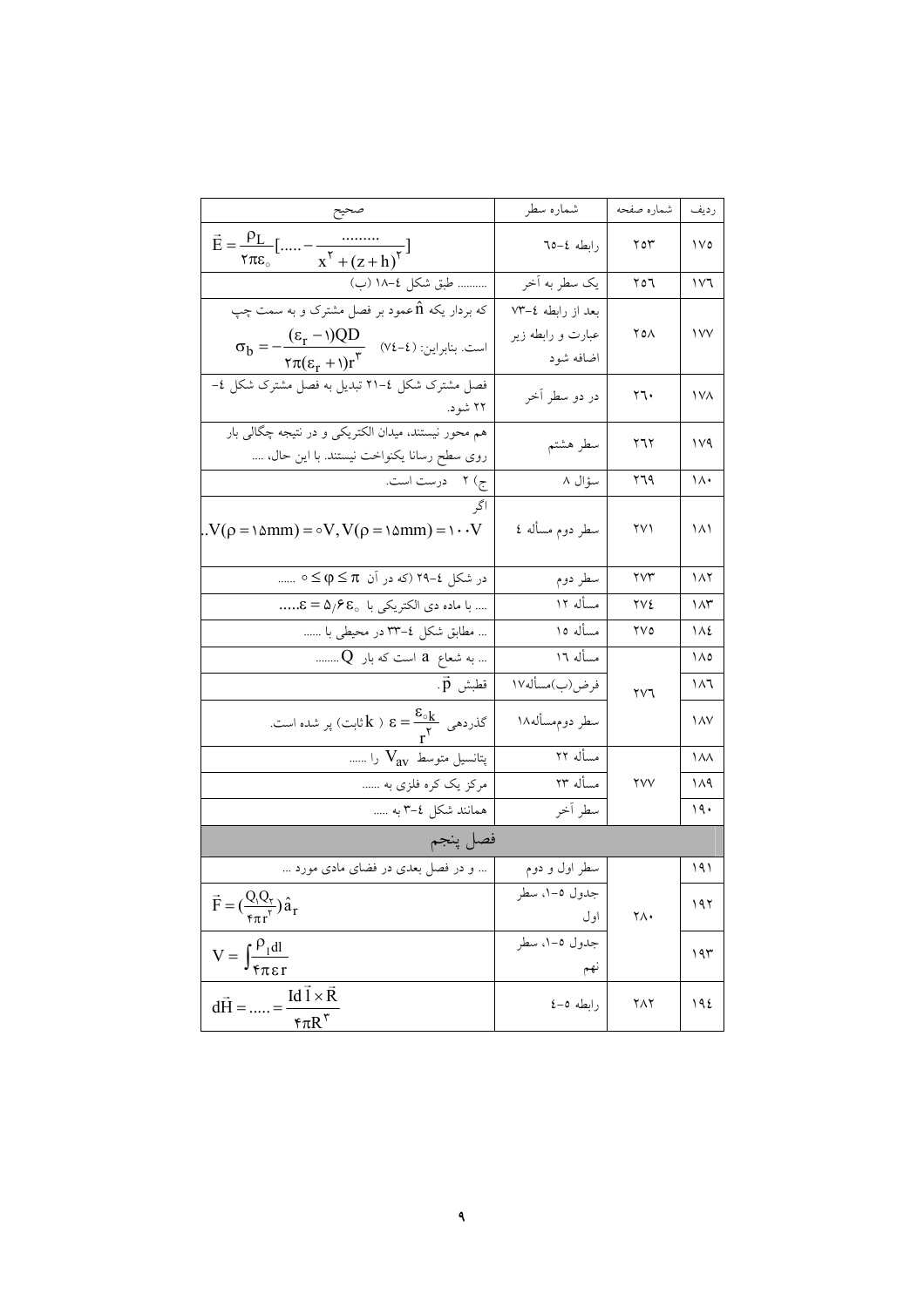| ردیف | شماره صفحه | شماره سطر | صحیح |
|---|---|---|---|
| ۱۷۵ | ۲۵۳ | رابطه ٤–٦٥ | $\vec{E}=\frac{\rho_L}{2\pi\varepsilon_\circ}[.....-\frac{.........}{x^2+(z+h)^2}]$ |
| ۱۷٦ | ۲٥٦ | یک سطر به آخر | .......... طبق شکل ٤–١٨ (ب) |
| ۱۷۷ | ۲۵۸ | بعد از رابطه ٤–۷۳ عبارت و رابطه زیر اضافه شود | که بردار یکه $\hat{n}$ عمود بر فصل مشترک و به سمت چپ است. بنابراین: $\sigma_b=-\frac{(\varepsilon_r-1)QD}{2\pi(\varepsilon_r+1)r^3}$ (٤–٧٤) |
| ۱۷۸ | ۲٦۰ | در دو سطر آخر | فصل مشترک شکل ٤–٢١ تبدیل به فصل مشترک شکل ٤–٢٢ شود. |
| ۱۷۹ | ۲٦۲ | سطر هشتم | هم محور نیستند، میدان الکتریکی و در نتیجه چگالی بار روی سطح رسانا یکنواخت نیستند. با این حال، .... |
| ۱۸۰ | ۲٦۹ | سؤال ۸ | ج) ۲ درست است. |
| ۱۸۱ | ۲۷۱ | سطر دوم مسأله ٤ | اگر $V(\rho=15mm)=0V, V(\rho=15mm)=100V$.. |
| ۱۸۲ | ۲۷۳ | سطر دوم | در شکل ٤–٢٩ (که در آن $0\le\varphi\le\pi$) ...... |
| ۱۸۳ | ۲۷٤ | مسأله ۱۲ | .... با ماده دی الکتریکی با $\varepsilon=5/6\varepsilon_\circ$..... |
| ۱۸٤ | ۲۷۵ | مسأله ۱۵ | ... مطابق شکل ٤–٣٣ در محیطی با ...... |
| ۱۸۵ | | مسأله ۱٦ | ... به شعاع $a$ است که بار $Q$........ |
| ۱۸٦ | ۲۷٦ | فرض(ب)مسأله۱۷ | قطبش $\vec{p}$. |
| ۱۸۷ | | سطر دوممسأله۱۸ | گذردهی $\varepsilon=\frac{\varepsilon_\circ k}{r^2}$ ( $k$ ثابت) پر شده است. |
| ۱۸۸ | | مسأله ۲۲ | پتانسیل متوسط $V_{av}$ را ...... |
| ۱۸۹ | ۲۷۷ | مسأله ۲۳ | مرکز یک کره فلزی به ...... |
| ۱۹۰ | | سطر آخر | همانند شکل ٤–۳ به ..... |

## فصل پنجم

| ردیف | شماره صفحه | شماره سطر | صحیح |
|---|---|---|---|
| ۱۹۱ | | سطر اول و دوم | ... و در فصل بعدی در فضای مادی مورد ... |
| ۱۹۲ | ۲۸۰ | جدول ٥–١، سطر اول | $\vec{F}=(\frac{Q_1Q_2}{4\pi r^2})\hat{a}_r$ |
| ۱۹۳ | | جدول ٥–١، سطر نهم | $V=\int\frac{\rho_l dl}{4\pi\varepsilon r}$ |
| ۱۹٤ | ۲۸۲ | رابطه ٥–٤ | $d\vec{H}=.....=\frac{Id\vec{l}\times\vec{R}}{4\pi R^3}$ |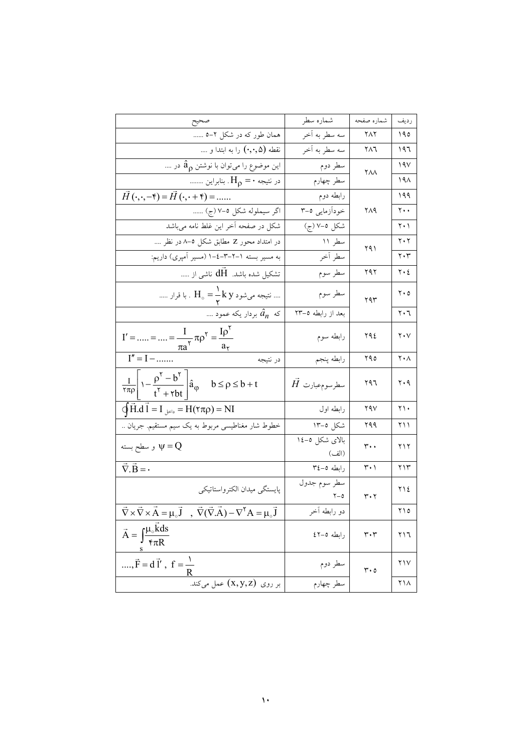| ردیف | شماره صفحه | شماره سطر | صحیح |
|---|---|---|---|
| ۱۹۵ | ۲۸۲ | سه سطر به آخر | همان طور که در شکل ۲–۵ ...... |
| ۱۹۶ | ۲۸۶ | سه سطر به آخر | نقطه $(0,0,5)$ را به ابتدا و .... |
| ۱۹۷ | ۲۸۸ | سطر دوم | این موضوع را می‌توان با نوشتن $\hat{a}_\rho$ در .... |
| ۱۹۸ | | سطر چهارم | در نتیجه $H_\rho = 0$ . بنابراین ........ |
| ۱۹۹ | ۲۸۹ | رابطه دوم | $\vec{H}(0,0,-4) = \vec{H}(0,0,+4) = ......$ |
| ۲۰۰ | | خودآزمایی ۵–۳ | اگر سیملوله شکل ۵–۷ (ج) ...... |
| ۲۰۱ | | شکل ۵–۷ (ج) | شکل در صفحه آخر این غلط نامه می‌باشد |
| ۲۰۲ | ۲۹۱ | سطر ۱۱ | در امتداد محور z مطابق شکل ۵–۸ در نظر .... |
| ۲۰۳ | | سطر آخر | به مسیر بسته ۱–۲–۳–۴–۱ (مسیر آمپری) داریم: |
| ۲۰۴ | ۲۹۲ | سطر سوم | تشکیل شده باشد. $d\vec{H}$ ناشی از ..... |
| ۲۰۵ | ۲۹۳ | سطر سوم | .... نتیجه می‌شود $H_0 = \frac{1}{2} k\, y$ . با قرار ..... |
| ۲۰۶ | | بعد از رابطه ۵–۲۳ | که $\hat{a}_n$ بردار یکه عمود .... |
| ۲۰۷ | ۲۹۴ | رابطه سوم | $I' = ..... = .... = \frac{I}{\pi a^2} \pi \rho^2 = \frac{I \rho^2}{a_2}$ |
| ۲۰۸ | ۲۹۵ | رابطه پنجم | در نتیجه $I'' = I - .......$ |
| ۲۰۹ | ۲۹۶ | سطرسوم‌عبارت $\vec{H}$ | $\frac{I}{2\pi\rho}\left[1 - \frac{\rho^2 - b^2}{t^2 + 2bt}\right]\hat{a}_\varphi \quad b \le \rho \le b + t$ |
| ۲۱۰ | ۲۹۷ | رابطه اول | $\oint \vec{H}.d\vec{l} = I_{\text{داخل}} = H(2\pi\rho) = NI$ |
| ۲۱۱ | ۲۹۹ | شکل ۵–۱۳ | خطوط شار مغناطیسی مربوط به یک سیم مستقیم. جریان .. |
| ۲۱۲ | ۳۰۰ | بالای شکل ۵–۱۴ (الف) | $\psi = Q$ و سطح بسته |
| ۲۱۳ | ۳۰۱ | رابطه ۵–۳۴ | $\vec{\nabla}.\vec{B} = 0$ |
| ۲۱۴ | ۳۰۲ | سطر سوم جدول ۵–۲ | پایستگی میدان الکترواستاتیکی |
| ۲۱۵ | | دو رابطه آخر | $\vec{\nabla} \times \vec{\nabla} \times \vec{A} = \mu_0 \vec{J} \quad , \quad \vec{\nabla}(\vec{\nabla}.\vec{A}) - \nabla^2 A = \mu_0 \vec{J}$ |
| ۲۱۶ | ۳۰۳ | رابطه ۵–۴۲ | $\vec{A} = \int_s \frac{\mu_0 \vec{k} ds}{4\pi R}$ |
| ۲۱۷ | ۳۰۵ | سطر دوم | $...., \vec{F} = d\vec{l}' \;,\; f = \frac{1}{R}$ |
| ۲۱۸ | | سطر چهارم | بر روی $(x,y,z)$ عمل می‌کند. |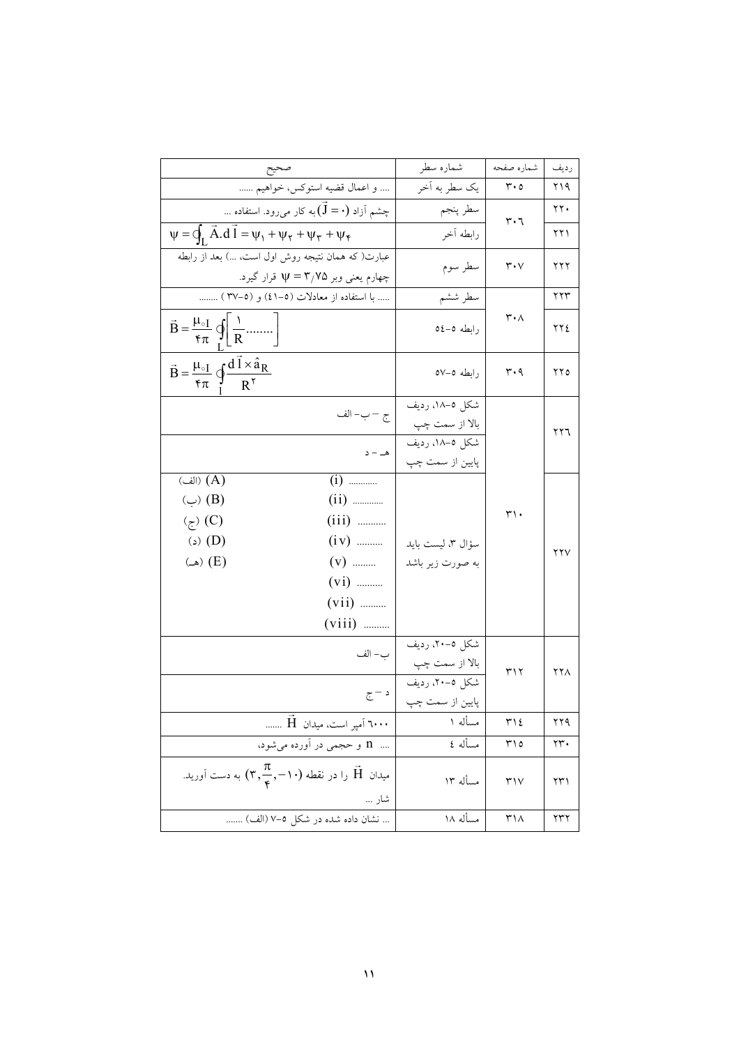| ردیف | شماره صفحه | شماره سطر | صحیح |
|---|---|---|---|
| ۲۱۹ | ۳۰۵ | یک سطر به آخر | .... و اعمال قضیه استوکس، خواهیم ...... |
| ۲۲۰ | ۳۰۶ | سطر پنجم | چشم آزاد $(\vec{J}=0)$ به کار می‌رود. استفاده ... |
| ۲۲۱ | | رابطه آخر | $\psi=\oint_L \vec{A}.d\vec{l}=\psi_1+\psi_2+\psi_3+\psi_4$ |
| ۲۲۲ | ۳۰۷ | سطر سوم | عبارت( که همان نتیجه روش اول است، ...) بعد از رابطه چهارم یعنی وبر $\psi=3/75$ قرار گیرد. |
| ۲۲۳ | ۳۰۸ | سطر ششم | ..... با استفاده از معادلات (۵-۴۱) و (۵-۳۷) ........ |
| ۲۲۴ | | رابطه ۵-۵۴ | $\vec{B}=\frac{\mu_0 I}{4\pi}\oint_L\left[\frac{1}{R}........\right]$ |
| ۲۲۵ | ۳۰۹ | رابطه ۵-۵۷ | $\vec{B}=\frac{\mu_0 I}{4\pi}\oint_l\frac{d\vec{l}\times\hat{a}_R}{R^2}$ |
| ۲۲۶ | ۳۱۰ | شکل ۵-۱۸، ردیف بالا از سمت چپ | ج – ب– الف |
| | | شکل ۵-۱۸، ردیف پایین از سمت چپ | هـ – د |
| ۲۲۷ | | سؤال ۳، لیست باید به صورت زیر باشد | (i) ........... (الف) (A)<br>(ii) ............ (ب) (B)<br>(iii) ........... (ج) (C)<br>(iv) .......... (د) (D)<br>(v) ......... (هـ) (E)<br>(vi) ..........<br>(vii) ..........<br>(viii) .......... |
| ۲۲۸ | ۳۱۲ | شکل ۵-۲۰، ردیف بالا از سمت چپ | ب– الف |
| | | شکل ۵-۲۰، ردیف پایین از سمت چپ | د – ج |
| ۲۲۹ | ۳۱۴ | مسأله ۱ | ۶۰۰۰ آمپر است، میدان $\vec{H}$ ....... |
| ۲۳۰ | ۳۱۵ | مسأله ٤ | .... $n$ و حجمی در آورده می‌شود، |
| ۲۳۱ | ۳۱۷ | مسأله ۱۳ | میدان $\vec{H}$ را در نقطه $(3,\frac{\pi}{4},-10)$ به دست آورید.<br>شار ... |
| ۲۳۲ | ۳۱۸ | مسأله ۱۸ | ... نشان داده شده در شکل ۵-۷ (الف) ....... |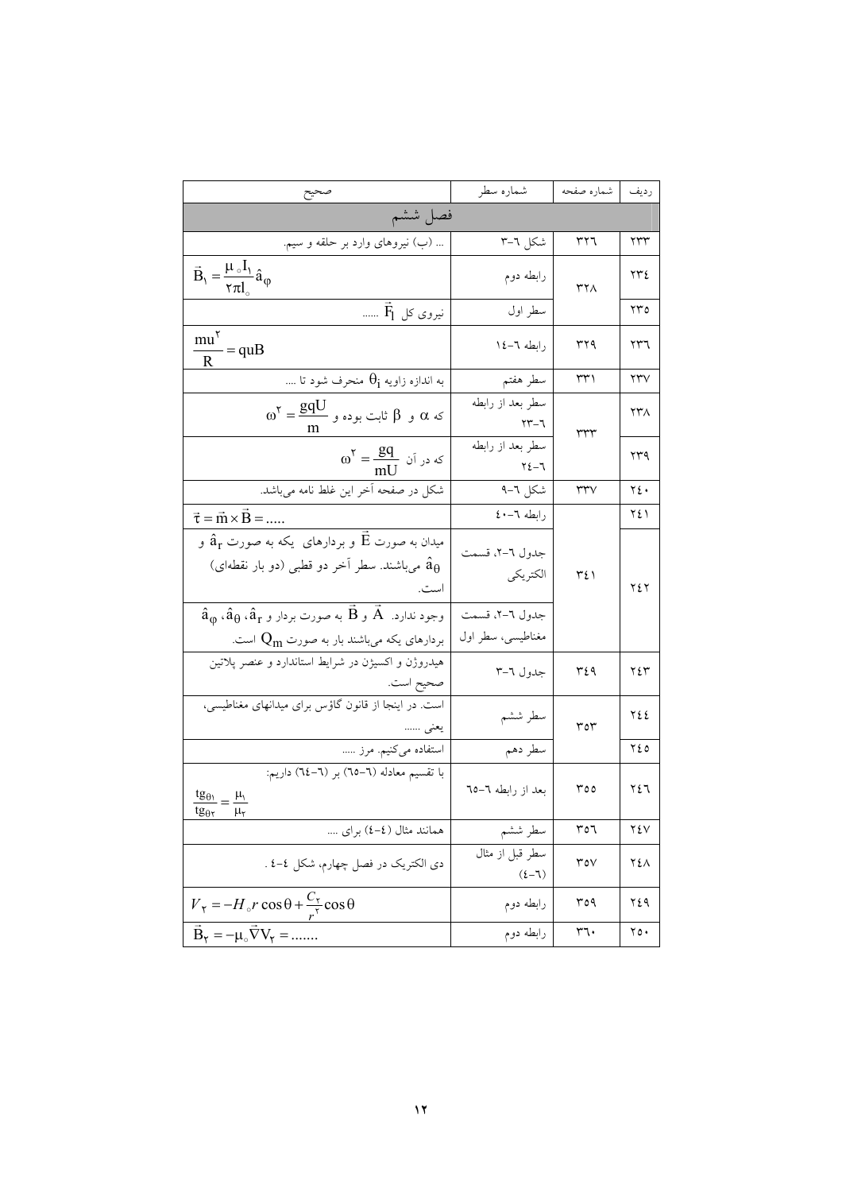| ردیف | شماره صفحه | شماره سطر | صحیح |
|---|---|---|---|
| فصل ششم | | | |
| ۲۳۳ | ۳۲۶ | شکل ۶-۳ | ... (ب) نیروهای وارد بر حلقه و سیم. |
| ۲۳۴ | ۳۲۸ | رابطه دوم | $\vec{B}_1 = \frac{\mu_\circ I_1}{2\pi l_\circ}\hat{a}_\varphi$ |
| ۲۳۵ | | سطر اول | نیروی کل $\vec{F}_l$ ...... |
| ۲۳۶ | ۳۲۹ | رابطه ۶-۱۴ | $\frac{mu^2}{R} = quB$ |
| ۲۳۷ | ۳۳۱ | سطر هفتم | به اندازه زاویه $\theta_i$ منحرف شود تا .... |
| ۲۳۸ | ۳۳۳ | سطر بعد از رابطه ۶-۲۳ | که $\alpha$ و $\beta$ ثابت بوده و $\omega^2 = \frac{gqU}{m}$ |
| ۲۳۹ | | سطر بعد از رابطه ۶-۲۴ | که در آن $\omega^2 = \frac{gq}{mU}$ |
| ۲۴۰ | ۳۳۷ | شکل ۶-۹ | شکل در صفحه آخر این غلط نامه می‌باشد. |
| ۲۴۱ | ۳۴۱ | رابطه ۶-۴۰ | $\vec{\tau} = \vec{m} \times \vec{B} = .....$ |
| ۲۴۲ | | جدول ۶-۲، قسمت الکتریکی | میدان به صورت $\vec{E}$ و بردارهای یکه به صورت $\hat{a}_r$ و $\hat{a}_\theta$ می‌باشند. سطر آخر دو قطبی (دو بار نقطه‌ای) است. |
| | | جدول ۶-۲، قسمت مغناطیسی، سطر اول | وجود ندارد. $\vec{A}$ و $\vec{B}$ به صورت بردار و $\hat{a}_r$، $\hat{a}_\theta$، $\hat{a}_\varphi$ بردارهای یکه می‌باشند بار به صورت $Q_m$ است. |
| ۲۴۳ | ۳۴۹ | جدول ۶-۳ | هیدروژن و اکسیژن در شرایط استاندارد و عنصر پلاتین صحیح است. |
| ۲۴۴ | ۳۵۳ | سطر ششم | است. در اینجا از قانون گاؤس برای میدانهای مغناطیسی، یعنی ...... |
| ۲۴۵ | | سطر دهم | استفاده می‌کنیم. مرز ..... |
| ۲۴۶ | ۳۵۵ | بعد از رابطه ۶-۶۵ | با تقسیم معادله (۶-۶۵) بر (۶-۶۴) داریم: $\frac{tg_{\theta 1}}{tg_{\theta 2}} = \frac{\mu_1}{\mu_2}$ |
| ۲۴۷ | ۳۵۶ | سطر ششم | همانند مثال (۴-۴) برای .... |
| ۲۴۸ | ۳۵۷ | سطر قبل از مثال (۶-۴) | دی الکتریک در فصل چهارم، شکل ۴-۴ . |
| ۲۴۹ | ۳۵۹ | رابطه دوم | $V_2 = -H_\circ r\cos\theta + \frac{C_2}{r^2}\cos\theta$ |
| ۲۵۰ | ۳۶۰ | رابطه دوم | $\vec{B}_2 = -\mu_\circ \vec{\nabla} V_2 = .......$ |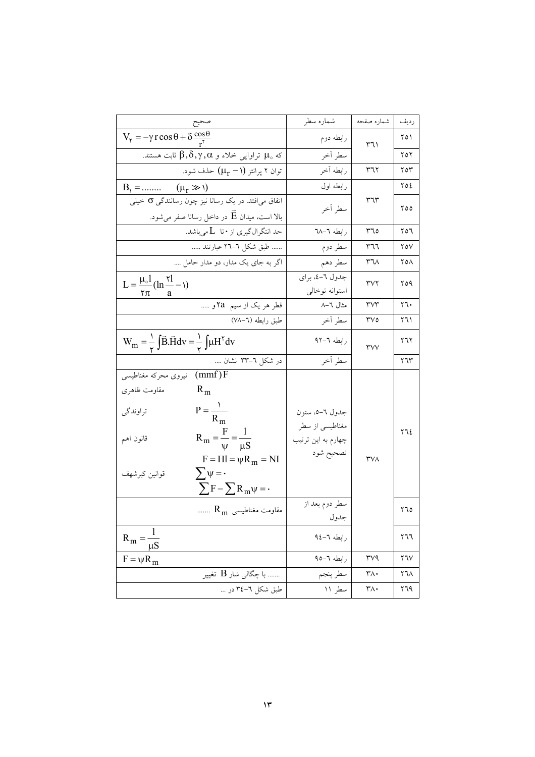| ردیف | شماره صفحه | شماره سطر | صحیح |
|---|---|---|---|
| ۲۵۱ | ۳۶۱ | رابطه دوم | $V_2 = -\gamma r \cos\theta + \delta \frac{\cos\theta}{r^2}$ |
| ۲۵۲ | | سطر آخر | که $\mu_0$ تراوایی خلاء و $\beta, \delta, \gamma, \alpha$ ثابت هستند. |
| ۲۵۳ | ۳۶۲ | رابطه آخر | توان ۲ پرانتز $(\mu_r - 1)$ حذف شود. |
| ۲۵۴ | ۳۶۳ | رابطه اول | $B_1 = ........ \quad (\mu_r \gg 1)$ |
| ۲۵۵ | | سطر آخر | اتفاق می‌افتد. در یک رسانا نیز چون رسانندگی $\sigma$ خیلی بالا است، میدان $\vec{E}$ در داخل رسانا صفر می‌شود. |
| ۲۵۶ | ۳۶۵ | رابطه ۶-۶۸ | حد انتگرال‌گیری از ۰ تا $L$ می‌باشد. |
| ۲۵۷ | ۳۶۶ | سطر دوم | ...... طبق شکل ۶-۲۶ عبارتند ..... |
| ۲۵۸ | ۳۶۸ | سطر دهم | اگر به جای یک مدار، دو مدار حامل .... |
| ۲۵۹ | ۳۷۲ | جدول ۶-۴، برای استوانه توخالی | $L = \frac{\mu_0 l}{2\pi}(\ln\frac{2l}{a} - 1)$ |
| ۲۶۰ | ۳۷۳ | مثال ۶-۸ | قطر هر یک از سیم $2a$ و ..... |
| ۲۶۱ | ۳۷۵ | سطر آخر | طبق رابطه (۶-۷۸) |
| ۲۶۲ | ۳۷۷ | رابطه ۶-۹۲ | $W_m = \frac{1}{2}\int \vec{B}.\vec{H} dv = \frac{1}{2}\int \mu H^2 dv$ |
| ۲۶۳ | | سطر آخر | در شکل ۶-۳۳ نشان .... |
| ۲۶۴ | ۳۷۸ | جدول ۶-۵، ستون مغناطیسی از سطر چهارم به این ترتیب تصحیح شود | نیروی محرکه مغناطیسی $(mmf)F$ <br> مقاومت ظاهری $R_m$ <br> تراوندگی $P = \frac{1}{R_m}$ <br> قانون اهم $R_m = \frac{F}{\psi} = \frac{l}{\mu S}$ <br> $F = Hl = \psi R_m = NI$ <br> قوانین کیرشهف $\sum \psi = 0$ <br> $\sum F - \sum R_m \psi = 0$ |
| ۲۶۵ | | سطر دوم بعد از جدول | مقاومت مغناطیسی $R_m$ ....... |
| ۲۶۶ | | رابطه ۶-۹۴ | $R_m = \frac{l}{\mu S}$ |
| ۲۶۷ | ۳۷۹ | رابطه ۶-۹۵ | $F = \psi R_m$ |
| ۲۶۸ | ۳۸۰ | سطر پنجم | ....... با چگالی شار $B$ تغییر |
| ۲۶۹ | ۳۸۰ | سطر ۱۱ | طبق شکل ۶-۳۴ در ... |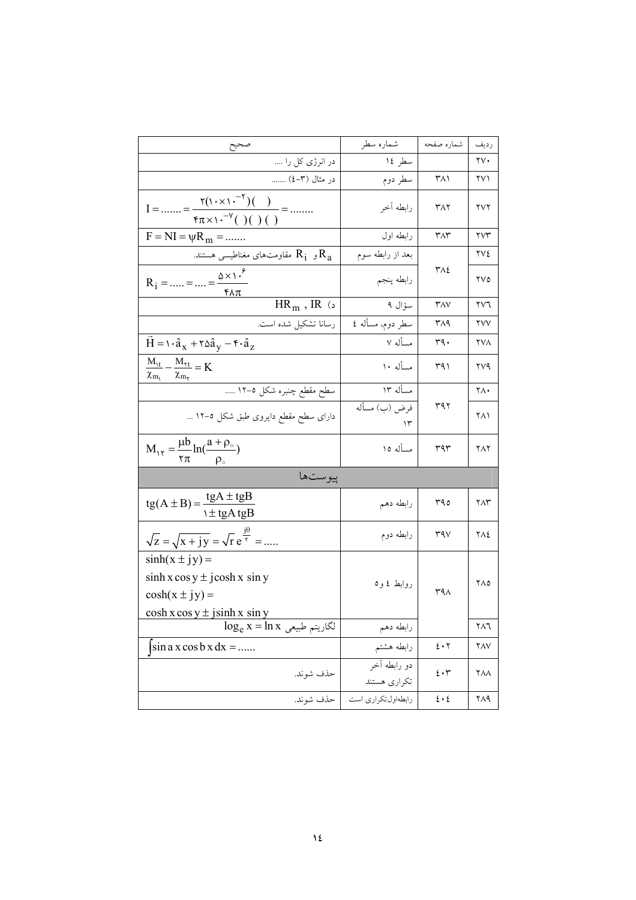| ردیف | شماره صفحه | شماره سطر | صحیح |
|---|---|---|---|
| ۲۷۰ | | سطر ۱۴ | در انرژی کل را .... |
| ۲۷۱ | ۳۸۱ | سطر دوم | در مثال (۳-٤) ....... |
| ۲۷۲ | ۳۸۲ | رابطه آخر | $I = ....... = \frac{2(10\times10^{-2})(\ \ )}{4\pi\times10^{-7}(\ \ )(\ \ )(\ \ )} = ........$ |
| ۲۷۳ | ۳۸۳ | رابطه اول | $F = NI = \psi R_m = .......$ |
| ۲۷٤ | ۳۸٤ | بعد از رابطه سوم | $R_i$ و $R_a$ مقاومت‌های مغناطیسی هستند. |
| ۲۷۵ | | رابطه پنجم | $R_i = ..... = .... = \frac{5\times10^6}{48\pi}$ |
| ۲۷٦ | ۳۸۷ | سؤال ۹ | د) $IR$ , $HR_m$ |
| ۲۷۷ | ۳۸۹ | سطر دوم، مسأله ٤ | رسانا تشکیل شده است. |
| ۲۷۸ | ۳۹۰ | مسأله ۷ | $\vec{H} = 10\hat{a}_x + 25\hat{a}_y - 40\hat{a}_z$ |
| ۲۷۹ | ۳۹۱ | مسأله ۱۰ | $\frac{M_{1t}}{\chi_{m_1}} - \frac{M_{2t}}{\chi_{m_2}} = K$ |
| ۲۸۰ | ۳۹۲ | مسأله ۱۳ | سطح مقطع چنبره شکل ۵-۱۲ ..... |
| ۲۸۱ | | فرض (ب) مسأله ۱۳ | دارای سطح مقطع دایروی طبق شکل ۵-۱۲ ... |
| ۲۸۲ | ۳۹۳ | مسأله ۱۵ | $M_{12} = \frac{\mu b}{2\pi}\ln(\frac{a+\rho_0}{\rho_0})$ |
| | | | **پیوست‌ها** |
| ۲۸۳ | ۳۹۵ | رابطه دهم | $tg(A \pm B) = \frac{tgA \pm tgB}{1 \pm tgA\, tgB}$ |
| ۲۸٤ | ۳۹۷ | رابطه دوم | $\sqrt{z} = \sqrt{x + jy} = \sqrt{r}\, e^{\frac{j\theta}{2}} = .....$ |
| ۲۸۵ | ۳۹۸ | روابط ٤ و۵ | $\sinh(x \pm jy) = \sinh x \cos y \pm j\cosh x \sin y$ <br> $\cosh(x \pm jy) = \cosh x \cos y \pm j\sinh x \sin y$ |
| ۲۸٦ | | رابطه دهم | لگاریتم طبیعی $\log_e x = \ln x$ |
| ۲۸۷ | ٤۰۲ | رابطه هشتم | $\int \sin ax \cos bx\, dx = ......$ |
| ۲۸۸ | ٤۰۳ | دو رابطه آخر تکراری هستند | حذف شوند. |
| ۲۸۹ | ٤۰٤ | رابطه‌اول‌تکراری است | حذف شوند. |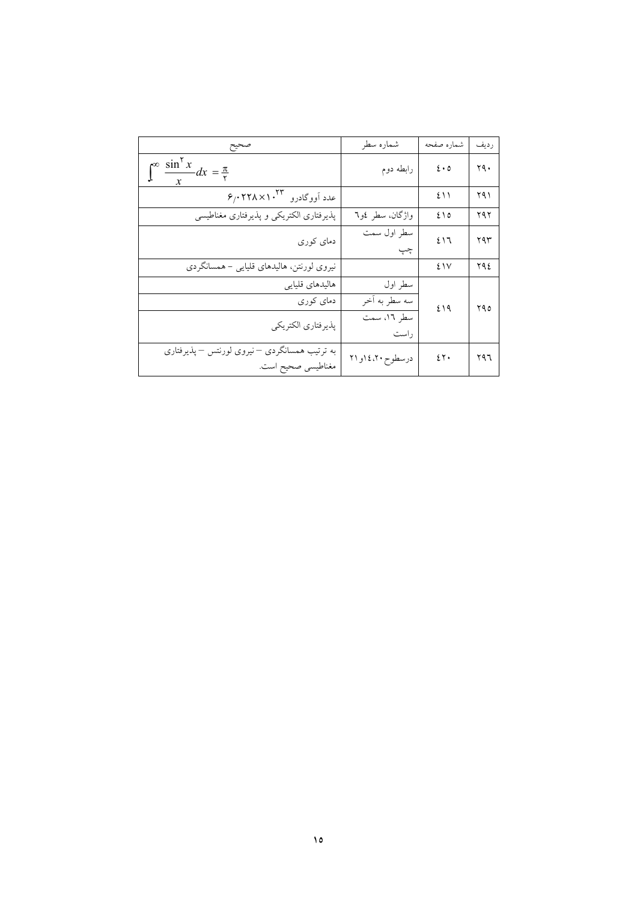| ردیف | شماره صفحه | شماره سطر | صحیح |
|---|---|---|---|
| ۲۹۰ | ٤۰٥ | رابطه دوم | $\int_0^{\infty} \frac{\sin^2 x}{x} dx = \frac{\pi}{2}$ |
| ۲۹۱ | ٤۱۱ | | عدد آووگادرو $6/0228 \times 10^{23}$ |
| ۲۹۲ | ٤۱٥ | واژگان، سطر ٤و٦ | پذیرفتاری الکتریکی و پذیرفتاری مغناطیسی |
| ۲۹۳ | ٤۱٦ | سطر اول سمت چپ | دمای کوری |
| ۲۹٤ | ٤۱۷ | | نیروی لورنتن، هالیدهای قلیایی - همسانگردی |
| ۲۹٥ | ٤۱۹ | سطر اول | هالیدهای قلیایی |
| | | سه سطر به آخر | دمای کوری |
| | | سطر ۱٦، سمت راست | پذیرفتاری الکتریکی |
| ۲۹٦ | ٤۲۰ | درسطوح ۲۰،۱٤و۲۱ | به ترتیب همسانگردی – نیروی لورنتس – پذیرفتاری مغناطیسی صحیح است. |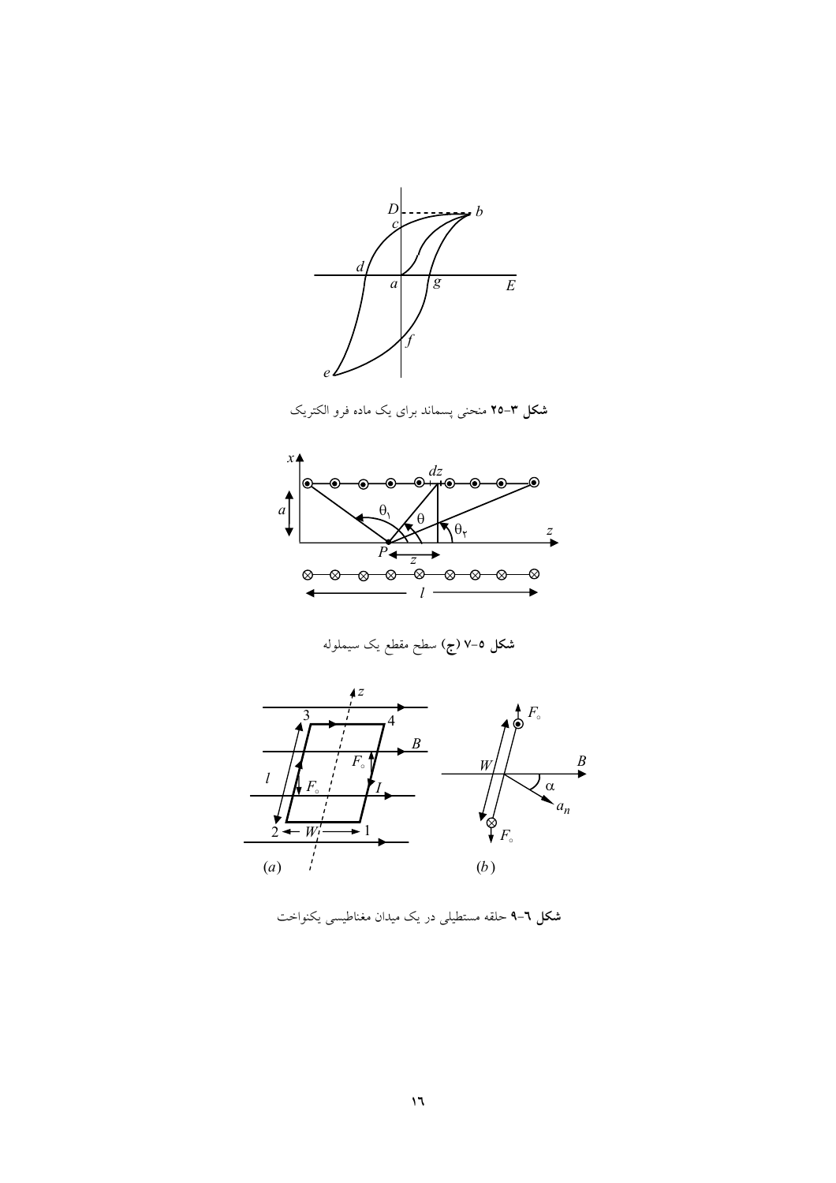D
b
c
d
a
g
E
f
e

**شکل ۳-۲۵** منحنی پسماند برای یک ماده فرو الکتریک

$x$
$dz$
$a$
$\theta_1$
$\theta$
$\theta_2$
$z$
$P$
$z$
$l$

**شکل ۵-۷ (ج)** سطح مقطع یک سیملوله

$z$
3
4
$B$
$l$
$F_\circ$
$F_\circ$
$I$
2
$W$
1
$(a)$

$F_\circ$
$W$
$B$
$\alpha$
$a_n$
$F_\circ$
$(b)$

**شکل ۶-۹** حلقه مستطیلی در یک میدان مغناطیسی یکنواخت